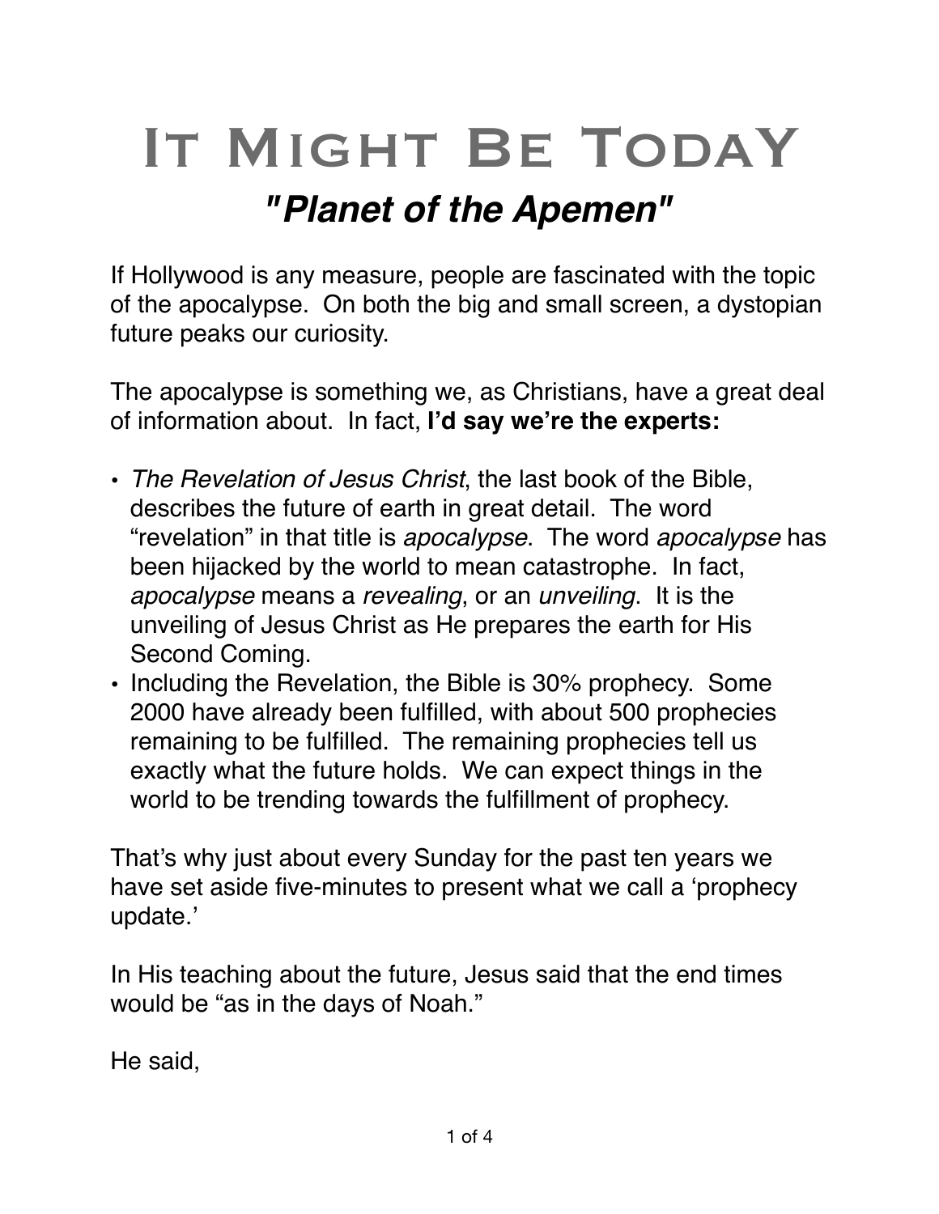# It Might Be TodaY

## *"Planet of the Apemen"*

If Hollywood is any measure, people are fascinated with the topic of the apocalypse. On both the big and small screen, a dystopian future peaks our curiosity.

The apocalypse is something we, as Christians, have a great deal of information about. In fact, **I'd say we're the experts:**

- *The Revelation of Jesus Christ*, the last book of the Bible, describes the future of earth in great detail. The word "revelation" in that title is *apocalypse*. The word *apocalypse* has been hijacked by the world to mean catastrophe. In fact, *apocalypse* means a *revealing*, or an *unveiling*. It is the unveiling of Jesus Christ as He prepares the earth for His Second Coming.
- Including the Revelation, the Bible is 30% prophecy. Some 2000 have already been fulfilled, with about 500 prophecies remaining to be fulfilled. The remaining prophecies tell us exactly what the future holds. We can expect things in the world to be trending towards the fulfillment of prophecy.

That's why just about every Sunday for the past ten years we have set aside five-minutes to present what we call a 'prophecy update.'

In His teaching about the future, Jesus said that the end times would be "as in the days of Noah."

He said,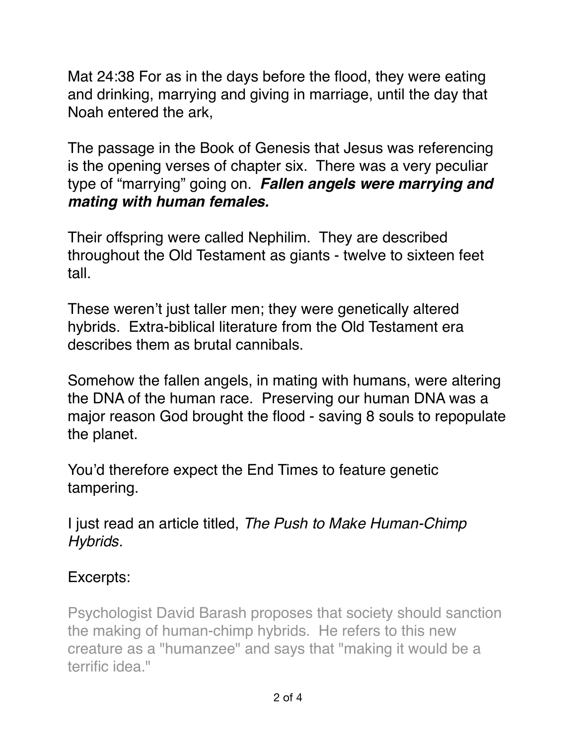Mat 24:38 For as in the days before the flood, they were eating and drinking, marrying and giving in marriage, until the day that Noah entered the ark,

The passage in the Book of Genesis that Jesus was referencing is the opening verses of chapter six. There was a very peculiar type of "marrying" going on. ***Fallen angels were marrying and mating with human females.***

Their offspring were called Nephilim. They are described throughout the Old Testament as giants - twelve to sixteen feet tall.

These weren't just taller men; they were genetically altered hybrids. Extra-biblical literature from the Old Testament era describes them as brutal cannibals.

Somehow the fallen angels, in mating with humans, were altering the DNA of the human race. Preserving our human DNA was a major reason God brought the flood - saving 8 souls to repopulate the planet.

You'd therefore expect the End Times to feature genetic tampering.

I just read an article titled, *The Push to Make Human-Chimp Hybrids.*

Excerpts:

Psychologist David Barash proposes that society should sanction the making of human-chimp hybrids. He refers to this new creature as a "humanzee" and says that "making it would be a terrific idea."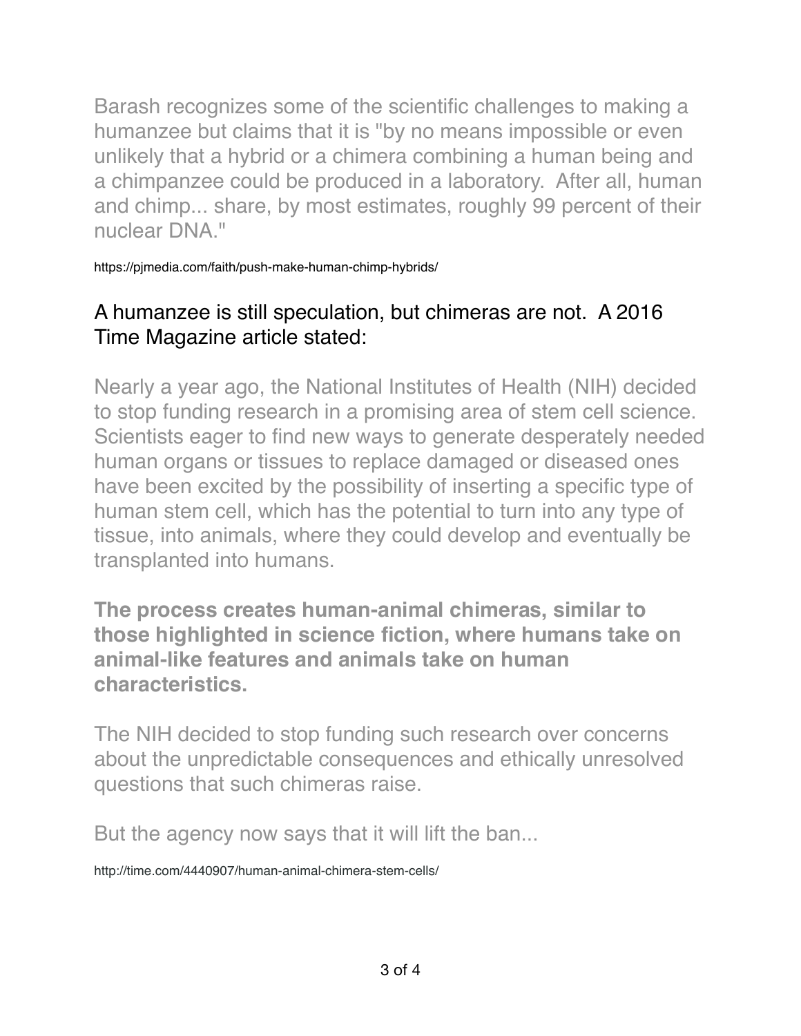Barash recognizes some of the scientific challenges to making a humanzee but claims that it is "by no means impossible or even unlikely that a hybrid or a chimera combining a human being and a chimpanzee could be produced in a laboratory.  After all, human and chimp... share, by most estimates, roughly 99 percent of their nuclear DNA."

https://pjmedia.com/faith/push-make-human-chimp-hybrids/

A humanzee is still speculation, but chimeras are not.  A 2016 Time Magazine article stated:

Nearly a year ago, the National Institutes of Health (NIH) decided to stop funding research in a promising area of stem cell science. Scientists eager to find new ways to generate desperately needed human organs or tissues to replace damaged or diseased ones have been excited by the possibility of inserting a specific type of human stem cell, which has the potential to turn into any type of tissue, into animals, where they could develop and eventually be transplanted into humans.

**The process creates human-animal chimeras, similar to those highlighted in science fiction, where humans take on animal-like features and animals take on human characteristics.**

The NIH decided to stop funding such research over concerns about the unpredictable consequences and ethically unresolved questions that such chimeras raise.

But the agency now says that it will lift the ban...

http://time.com/4440907/human-animal-chimera-stem-cells/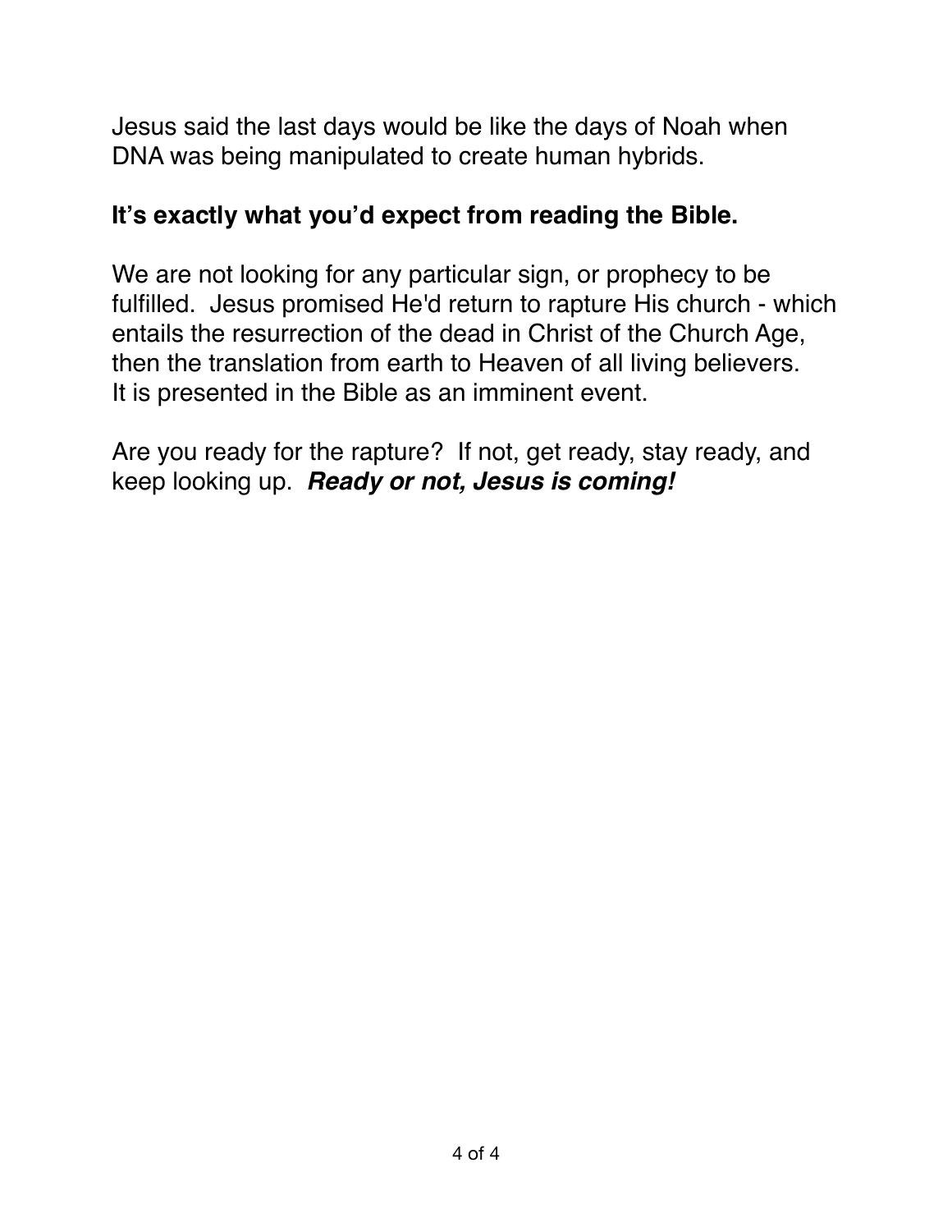Jesus said the last days would be like the days of Noah when DNA was being manipulated to create human hybrids.

**It's exactly what you'd expect from reading the Bible.**

We are not looking for any particular sign, or prophecy to be fulfilled. Jesus promised He'd return to rapture His church - which entails the resurrection of the dead in Christ of the Church Age, then the translation from earth to Heaven of all living believers. It is presented in the Bible as an imminent event.

Are you ready for the rapture? If not, get ready, stay ready, and keep looking up. ***Ready or not, Jesus is coming!***